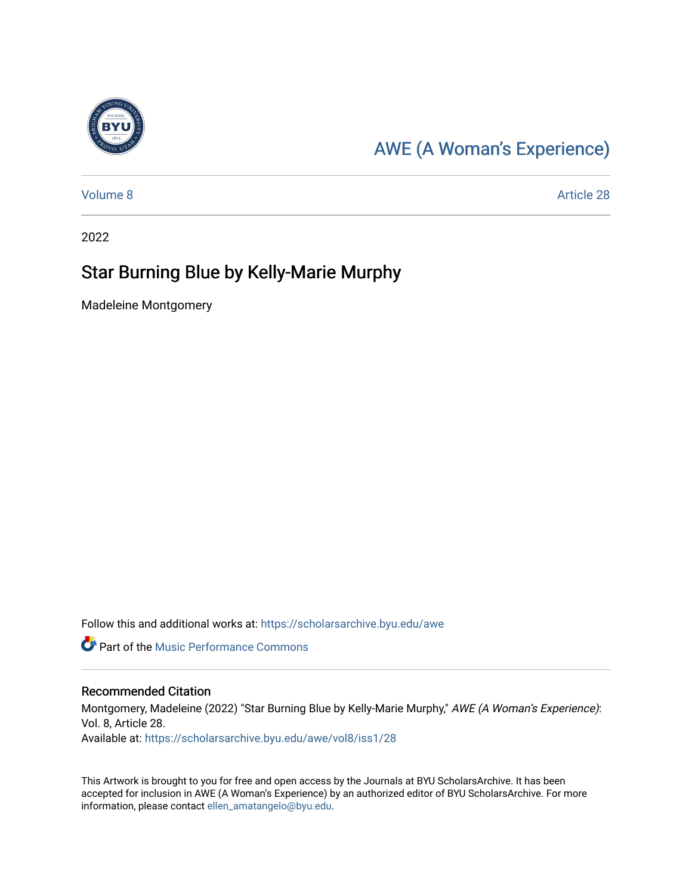AWE (A Woman's Experience)

Volume 8 | Article 28

2022

# Star Burning Blue by Kelly-Marie Murphy

Madeleine Montgomery

Follow this and additional works at: https://scholarsarchive.byu.edu/awe

Part of the Music Performance Commons

## Recommended Citation

Montgomery, Madeleine (2022) "Star Burning Blue by Kelly-Marie Murphy," *AWE (A Woman's Experience)*: Vol. 8, Article 28.
Available at: https://scholarsarchive.byu.edu/awe/vol8/iss1/28

This Artwork is brought to you for free and open access by the Journals at BYU ScholarsArchive. It has been accepted for inclusion in AWE (A Woman's Experience) by an authorized editor of BYU ScholarsArchive. For more information, please contact ellen_amatangelo@byu.edu.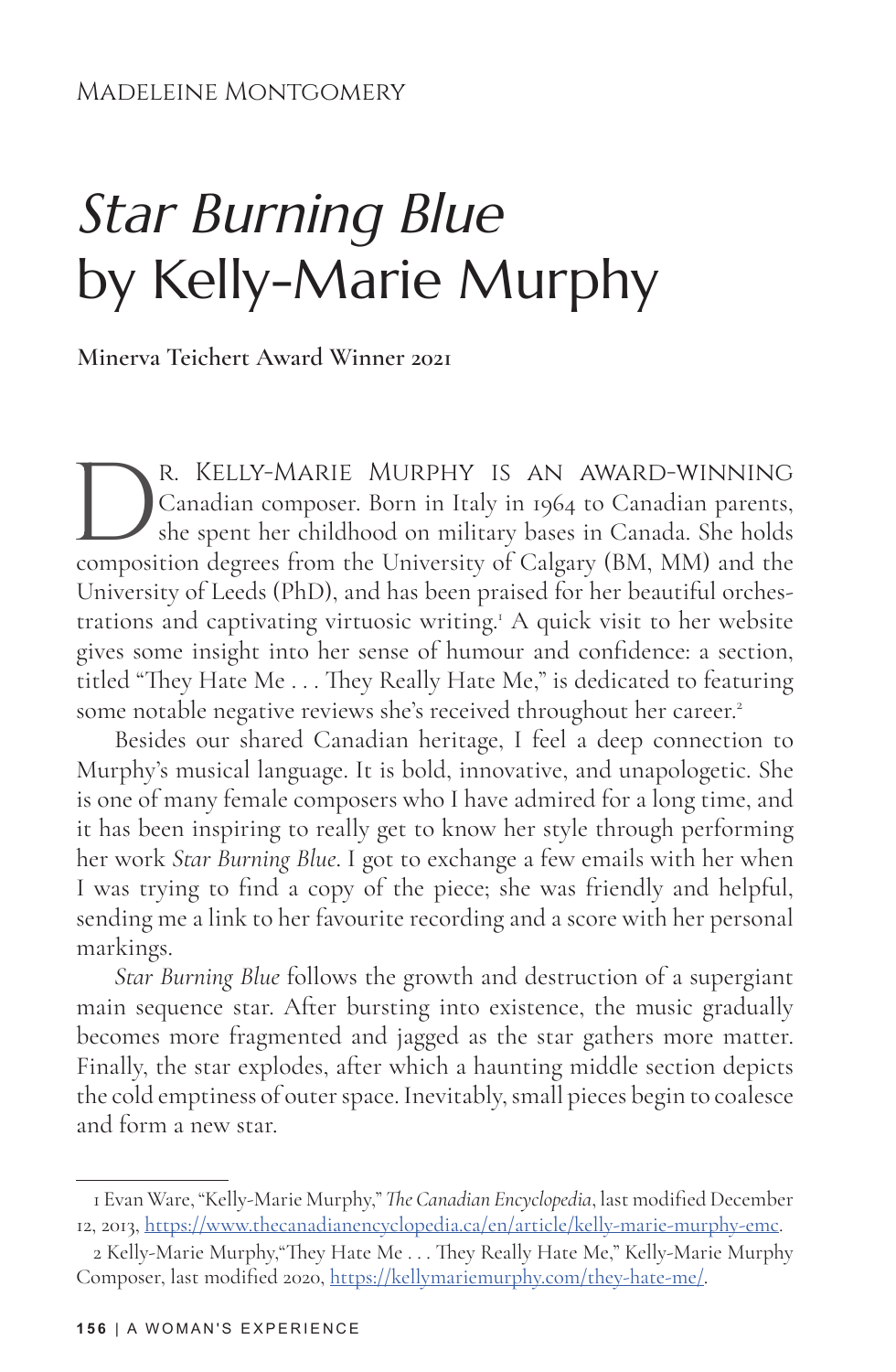Madeleine Montgomery

# *Star Burning Blue* by Kelly-Marie Murphy

**Minerva Teichert Award Winner 2021**

Dr. Kelly-Marie Murphy is an award-winning Canadian composer. Born in Italy in 1964 to Canadian parents, she spent her childhood on military bases in Canada. She holds composition degrees from the University of Calgary (BM, MM) and the University of Leeds (PhD), and has been praised for her beautiful orchestrations and captivating virtuosic writing.[1] A quick visit to her website gives some insight into her sense of humour and confidence: a section, titled "They Hate Me . . . They Really Hate Me," is dedicated to featuring some notable negative reviews she's received throughout her career.[2]

Besides our shared Canadian heritage, I feel a deep connection to Murphy's musical language. It is bold, innovative, and unapologetic. She is one of many female composers who I have admired for a long time, and it has been inspiring to really get to know her style through performing her work *Star Burning Blue*. I got to exchange a few emails with her when I was trying to find a copy of the piece; she was friendly and helpful, sending me a link to her favourite recording and a score with her personal markings.

*Star Burning Blue* follows the growth and destruction of a supergiant main sequence star. After bursting into existence, the music gradually becomes more fragmented and jagged as the star gathers more matter. Finally, the star explodes, after which a haunting middle section depicts the cold emptiness of outer space. Inevitably, small pieces begin to coalesce and form a new star.

---

1 Evan Ware, "Kelly-Marie Murphy," *The Canadian Encyclopedia*, last modified December 12, 2013, https://www.thecanadianencyclopedia.ca/en/article/kelly-marie-murphy-emc.

2 Kelly-Marie Murphy,"They Hate Me . . . They Really Hate Me," Kelly-Marie Murphy Composer, last modified 2020, https://kellymariemurphy.com/they-hate-me/.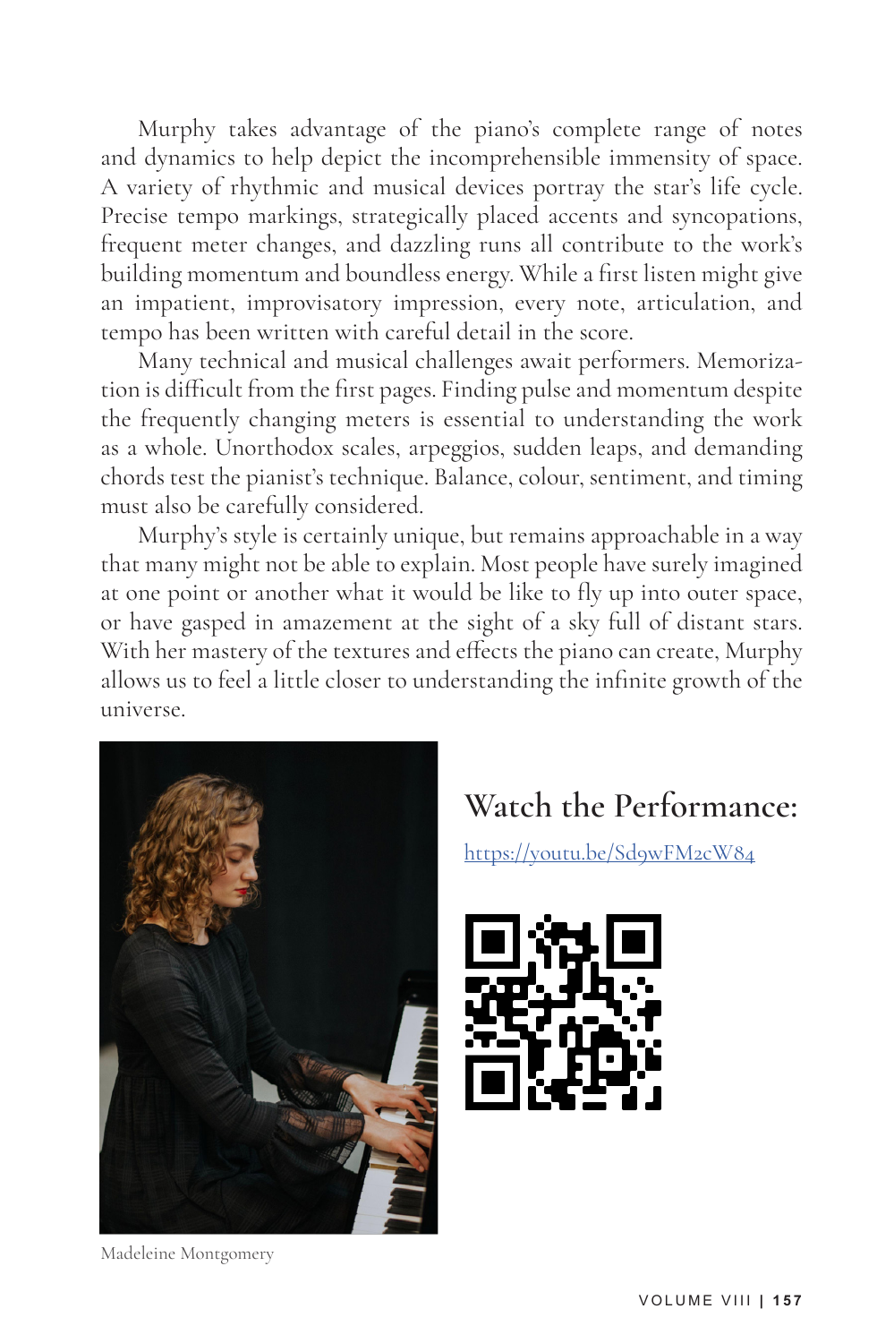Murphy takes advantage of the piano's complete range of notes and dynamics to help depict the incomprehensible immensity of space. A variety of rhythmic and musical devices portray the star's life cycle. Precise tempo markings, strategically placed accents and syncopations, frequent meter changes, and dazzling runs all contribute to the work's building momentum and boundless energy. While a first listen might give an impatient, improvisatory impression, every note, articulation, and tempo has been written with careful detail in the score.

Many technical and musical challenges await performers. Memorization is difficult from the first pages. Finding pulse and momentum despite the frequently changing meters is essential to understanding the work as a whole. Unorthodox scales, arpeggios, sudden leaps, and demanding chords test the pianist's technique. Balance, colour, sentiment, and timing must also be carefully considered.

Murphy's style is certainly unique, but remains approachable in a way that many might not be able to explain. Most people have surely imagined at one point or another what it would be like to fly up into outer space, or have gasped in amazement at the sight of a sky full of distant stars. With her mastery of the textures and effects the piano can create, Murphy allows us to feel a little closer to understanding the infinite growth of the universe.

Madeleine Montgomery

## Watch the Performance:

https://youtu.be/Sd9wFM2cW84